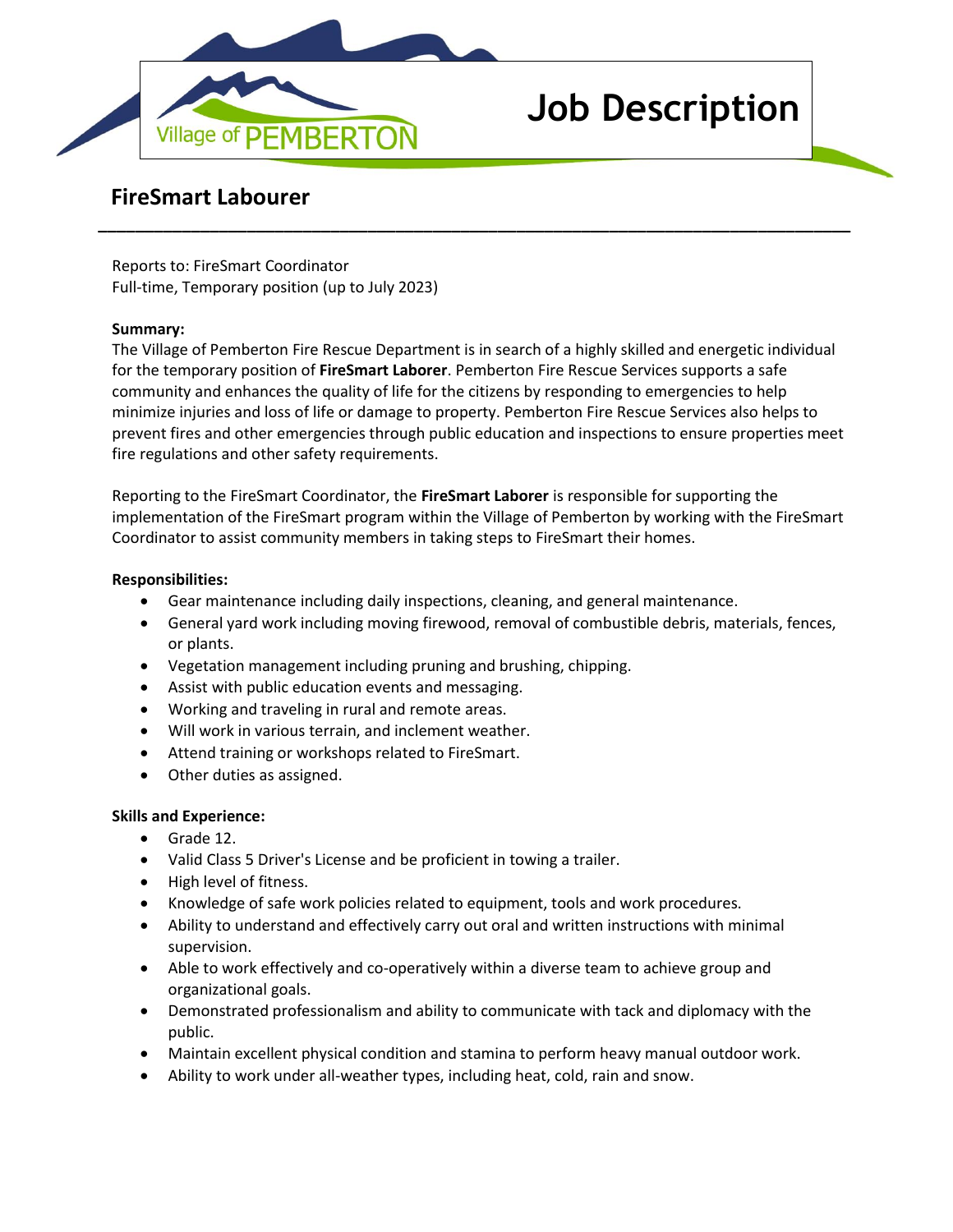Village of PEMBERTON

# Job Description

## FireSmart Labourer

Reports to: FireSmart Coordinator
Full-time, Temporary position (up to July 2023)

**Summary:**

The Village of Pemberton Fire Rescue Department is in search of a highly skilled and energetic individual for the temporary position of **FireSmart Laborer**. Pemberton Fire Rescue Services supports a safe community and enhances the quality of life for the citizens by responding to emergencies to help minimize injuries and loss of life or damage to property. Pemberton Fire Rescue Services also helps to prevent fires and other emergencies through public education and inspections to ensure properties meet fire regulations and other safety requirements.

Reporting to the FireSmart Coordinator, the **FireSmart Laborer** is responsible for supporting the implementation of the FireSmart program within the Village of Pemberton by working with the FireSmart Coordinator to assist community members in taking steps to FireSmart their homes.

**Responsibilities:**

- Gear maintenance including daily inspections, cleaning, and general maintenance.
- General yard work including moving firewood, removal of combustible debris, materials, fences, or plants.
- Vegetation management including pruning and brushing, chipping.
- Assist with public education events and messaging.
- Working and traveling in rural and remote areas.
- Will work in various terrain, and inclement weather.
- Attend training or workshops related to FireSmart.
- Other duties as assigned.

**Skills and Experience:**

- Grade 12.
- Valid Class 5 Driver's License and be proficient in towing a trailer.
- High level of fitness.
- Knowledge of safe work policies related to equipment, tools and work procedures.
- Ability to understand and effectively carry out oral and written instructions with minimal supervision.
- Able to work effectively and co-operatively within a diverse team to achieve group and organizational goals.
- Demonstrated professionalism and ability to communicate with tack and diplomacy with the public.
- Maintain excellent physical condition and stamina to perform heavy manual outdoor work.
- Ability to work under all-weather types, including heat, cold, rain and snow.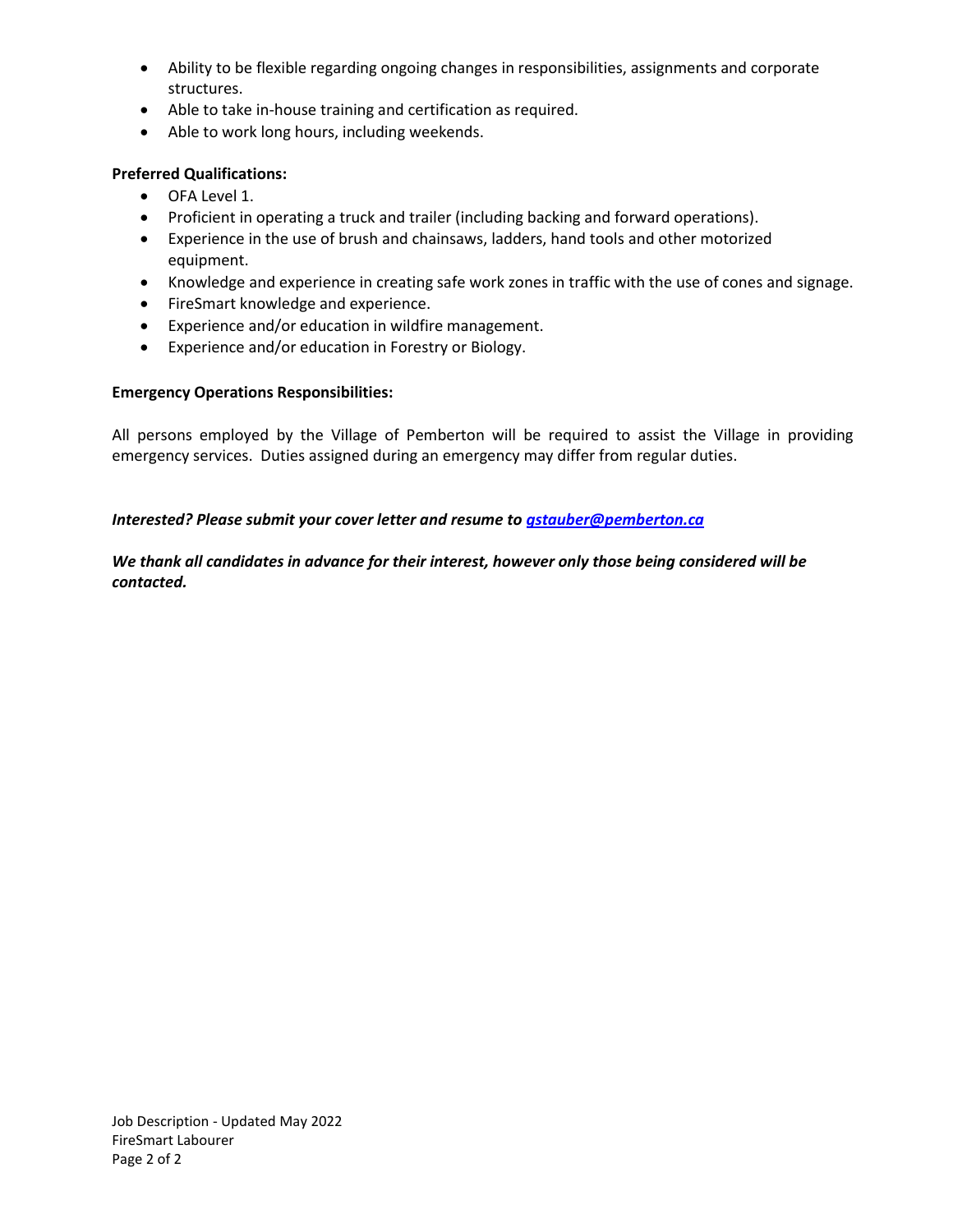- Ability to be flexible regarding ongoing changes in responsibilities, assignments and corporate structures.
- Able to take in-house training and certification as required.
- Able to work long hours, including weekends.

**Preferred Qualifications:**

- OFA Level 1.
- Proficient in operating a truck and trailer (including backing and forward operations).
- Experience in the use of brush and chainsaws, ladders, hand tools and other motorized equipment.
- Knowledge and experience in creating safe work zones in traffic with the use of cones and signage.
- FireSmart knowledge and experience.
- Experience and/or education in wildfire management.
- Experience and/or education in Forestry or Biology.

**Emergency Operations Responsibilities:**

All persons employed by the Village of Pemberton will be required to assist the Village in providing emergency services. Duties assigned during an emergency may differ from regular duties.

***Interested? Please submit your cover letter and resume to [gstauber@pemberton.ca](mailto:gstauber@pemberton.ca)***

***We thank all candidates in advance for their interest, however only those being considered will be contacted.***

Job Description - Updated May 2022
FireSmart Labourer